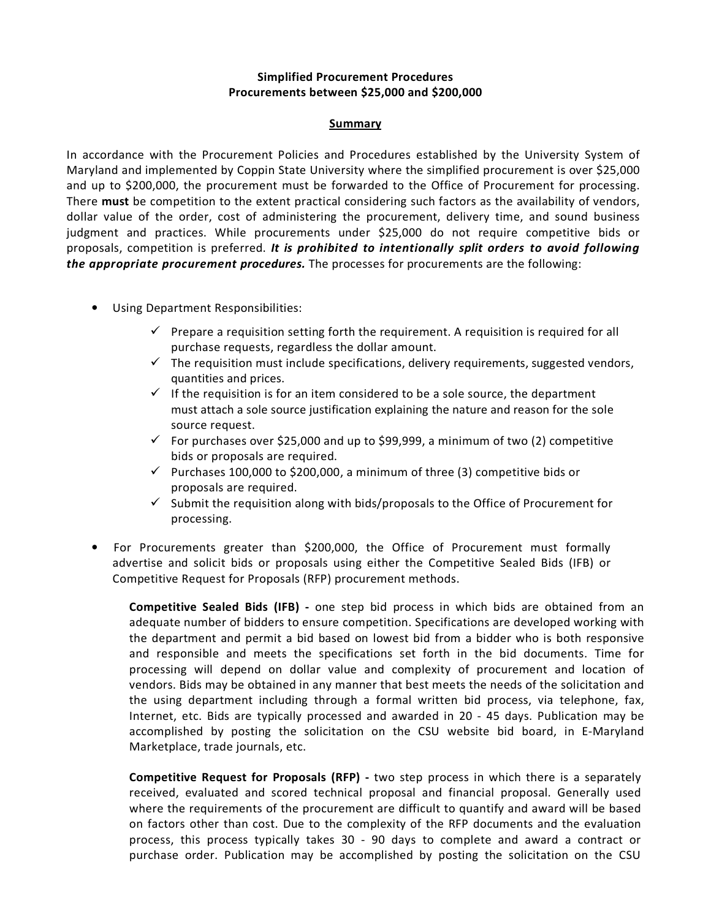**Simplified Procurement Procedures**
**Procurements between $25,000 and $200,000**

**Summary**

In accordance with the Procurement Policies and Procedures established by the University System of Maryland and implemented by Coppin State University where the simplified procurement is over $25,000 and up to $200,000, the procurement must be forwarded to the Office of Procurement for processing. There **must** be competition to the extent practical considering such factors as the availability of vendors, dollar value of the order, cost of administering the procurement, delivery time, and sound business judgment and practices. While procurements under $25,000 do not require competitive bids or proposals, competition is preferred. ***It is prohibited to intentionally split orders to avoid following the appropriate procurement procedures.*** The processes for procurements are the following:

- Using Department Responsibilities:
  - ✓ Prepare a requisition setting forth the requirement. A requisition is required for all purchase requests, regardless the dollar amount.
  - ✓ The requisition must include specifications, delivery requirements, suggested vendors, quantities and prices.
  - ✓ If the requisition is for an item considered to be a sole source, the department must attach a sole source justification explaining the nature and reason for the sole source request.
  - ✓ For purchases over $25,000 and up to $99,999, a minimum of two (2) competitive bids or proposals are required.
  - ✓ Purchases 100,000 to $200,000, a minimum of three (3) competitive bids or proposals are required.
  - ✓ Submit the requisition along with bids/proposals to the Office of Procurement for processing.
- For Procurements greater than $200,000, the Office of Procurement must formally advertise and solicit bids or proposals using either the Competitive Sealed Bids (IFB) or Competitive Request for Proposals (RFP) procurement methods.

  **Competitive Sealed Bids (IFB) -** one step bid process in which bids are obtained from an adequate number of bidders to ensure competition. Specifications are developed working with the department and permit a bid based on lowest bid from a bidder who is both responsive and responsible and meets the specifications set forth in the bid documents. Time for processing will depend on dollar value and complexity of procurement and location of vendors. Bids may be obtained in any manner that best meets the needs of the solicitation and the using department including through a formal written bid process, via telephone, fax, Internet, etc. Bids are typically processed and awarded in 20 - 45 days. Publication may be accomplished by posting the solicitation on the CSU website bid board, in E-Maryland Marketplace, trade journals, etc.

  **Competitive Request for Proposals (RFP) -** two step process in which there is a separately received, evaluated and scored technical proposal and financial proposal. Generally used where the requirements of the procurement are difficult to quantify and award will be based on factors other than cost. Due to the complexity of the RFP documents and the evaluation process, this process typically takes 30 - 90 days to complete and award a contract or purchase order. Publication may be accomplished by posting the solicitation on the CSU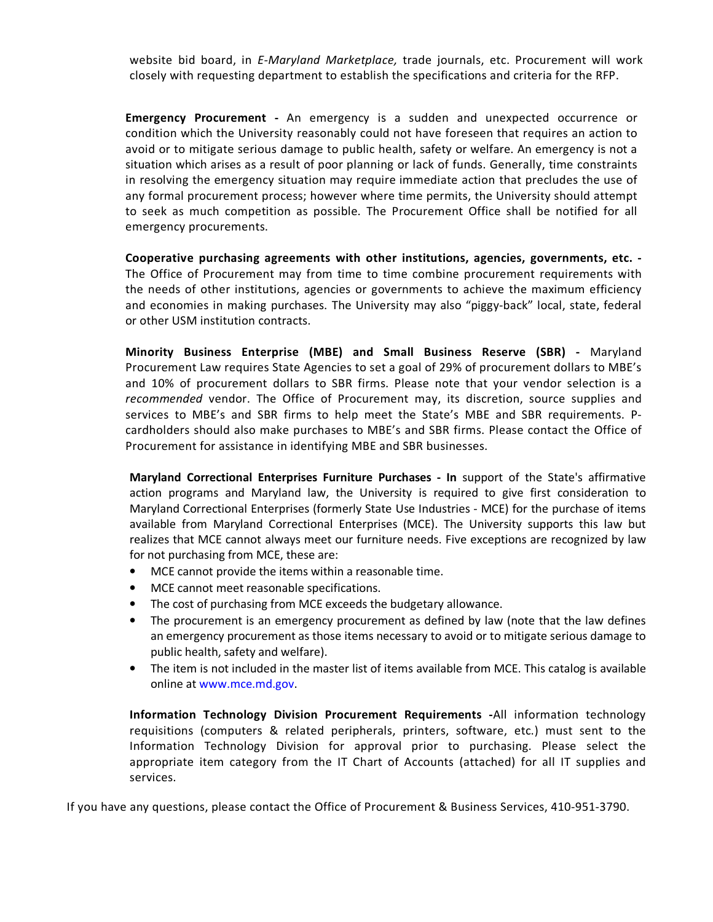website bid board, in *E-Maryland Marketplace,* trade journals, etc. Procurement will work closely with requesting department to establish the specifications and criteria for the RFP.

**Emergency Procurement -** An emergency is a sudden and unexpected occurrence or condition which the University reasonably could not have foreseen that requires an action to avoid or to mitigate serious damage to public health, safety or welfare. An emergency is not a situation which arises as a result of poor planning or lack of funds. Generally, time constraints in resolving the emergency situation may require immediate action that precludes the use of any formal procurement process; however where time permits, the University should attempt to seek as much competition as possible. The Procurement Office shall be notified for all emergency procurements.

**Cooperative purchasing agreements with other institutions, agencies, governments, etc. -** The Office of Procurement may from time to time combine procurement requirements with the needs of other institutions, agencies or governments to achieve the maximum efficiency and economies in making purchases. The University may also "piggy-back" local, state, federal or other USM institution contracts.

**Minority Business Enterprise (MBE) and Small Business Reserve (SBR) -** Maryland Procurement Law requires State Agencies to set a goal of 29% of procurement dollars to MBE's and 10% of procurement dollars to SBR firms. Please note that your vendor selection is a *recommended* vendor. The Office of Procurement may, its discretion, source supplies and services to MBE's and SBR firms to help meet the State's MBE and SBR requirements. P-cardholders should also make purchases to MBE's and SBR firms. Please contact the Office of Procurement for assistance in identifying MBE and SBR businesses.

**Maryland Correctional Enterprises Furniture Purchases - In** support of the State's affirmative action programs and Maryland law, the University is required to give first consideration to Maryland Correctional Enterprises (formerly State Use Industries - MCE) for the purchase of items available from Maryland Correctional Enterprises (MCE). The University supports this law but realizes that MCE cannot always meet our furniture needs. Five exceptions are recognized by law for not purchasing from MCE, these are:

- MCE cannot provide the items within a reasonable time.
- MCE cannot meet reasonable specifications.
- The cost of purchasing from MCE exceeds the budgetary allowance.
- The procurement is an emergency procurement as defined by law (note that the law defines an emergency procurement as those items necessary to avoid or to mitigate serious damage to public health, safety and welfare).
- The item is not included in the master list of items available from MCE. This catalog is available online at www.mce.md.gov.

**Information Technology Division Procurement Requirements -**All information technology requisitions (computers & related peripherals, printers, software, etc.) must sent to the Information Technology Division for approval prior to purchasing. Please select the appropriate item category from the IT Chart of Accounts (attached) for all IT supplies and services.

If you have any questions, please contact the Office of Procurement & Business Services, 410-951-3790.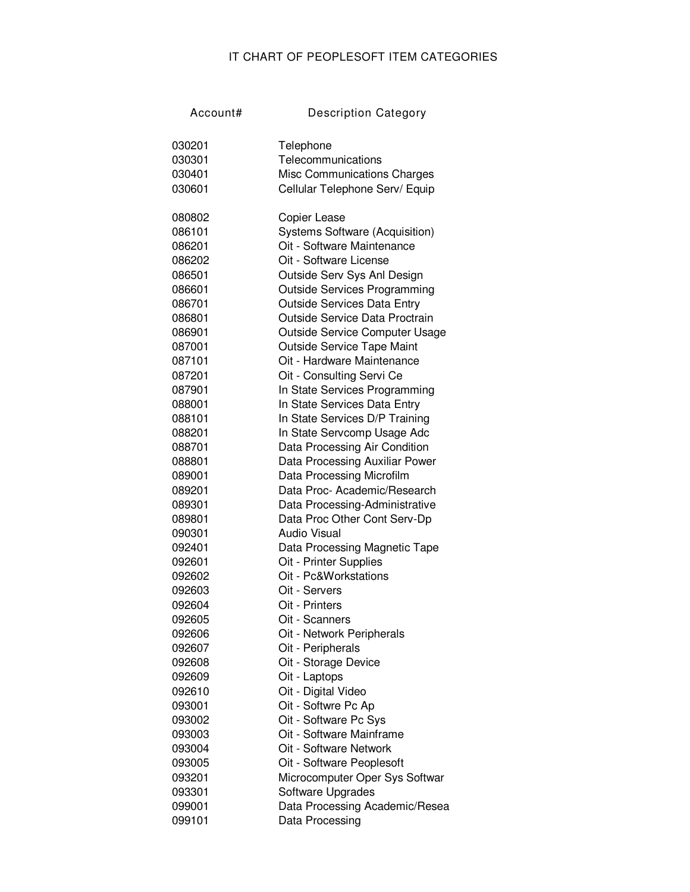# IT CHART OF PEOPLESOFT ITEM CATEGORIES

| Account# | Description Category |
| --- | --- |
| 030201 | Telephone |
| 030301 | Telecommunications |
| 030401 | Misc Communications Charges |
| 030601 | Cellular Telephone Serv/ Equip |
| 080802 | Copier Lease |
| 086101 | Systems Software (Acquisition) |
| 086201 | Oit - Software Maintenance |
| 086202 | Oit - Software License |
| 086501 | Outside Serv Sys Anl Design |
| 086601 | Outside Services Programming |
| 086701 | Outside Services Data Entry |
| 086801 | Outside Service Data Proctrain |
| 086901 | Outside Service Computer Usage |
| 087001 | Outside Service Tape Maint |
| 087101 | Oit - Hardware Maintenance |
| 087201 | Oit - Consulting Servi Ce |
| 087901 | In State Services Programming |
| 088001 | In State Services Data Entry |
| 088101 | In State Services D/P Training |
| 088201 | In State Servcomp Usage Adc |
| 088701 | Data Processing Air Condition |
| 088801 | Data Processing Auxiliar Power |
| 089001 | Data Processing Microfilm |
| 089201 | Data Proc- Academic/Research |
| 089301 | Data Processing-Administrative |
| 089801 | Data Proc Other Cont Serv-Dp |
| 090301 | Audio Visual |
| 092401 | Data Processing Magnetic Tape |
| 092601 | Oit - Printer Supplies |
| 092602 | Oit - Pc&Workstations |
| 092603 | Oit - Servers |
| 092604 | Oit - Printers |
| 092605 | Oit - Scanners |
| 092606 | Oit - Network Peripherals |
| 092607 | Oit - Peripherals |
| 092608 | Oit - Storage Device |
| 092609 | Oit - Laptops |
| 092610 | Oit - Digital Video |
| 093001 | Oit - Softwre Pc Ap |
| 093002 | Oit - Software Pc Sys |
| 093003 | Oit - Software Mainframe |
| 093004 | Oit - Software Network |
| 093005 | Oit - Software Peoplesoft |
| 093201 | Microcomputer Oper Sys Softwar |
| 093301 | Software Upgrades |
| 099001 | Data Processing Academic/Resea |
| 099101 | Data Processing |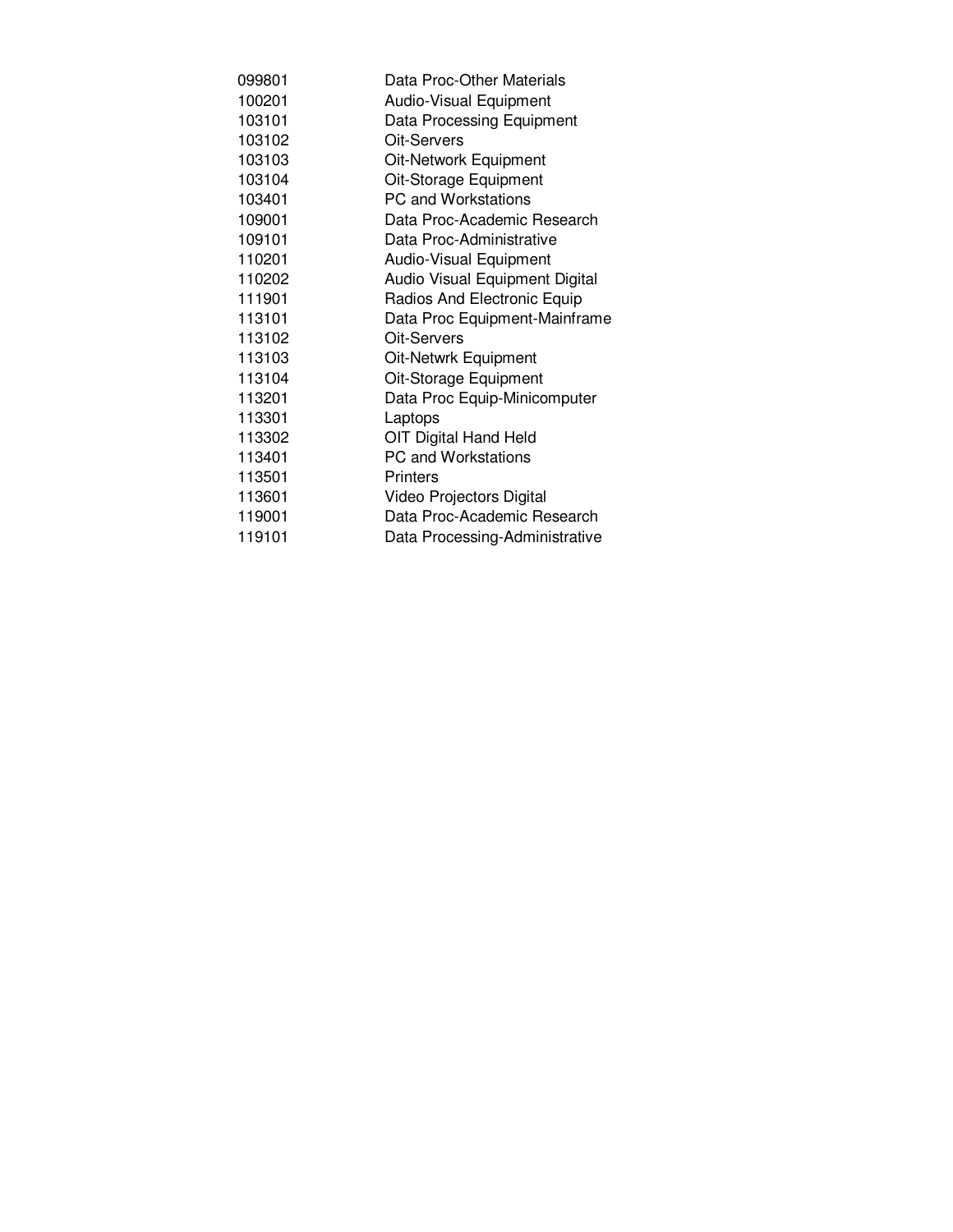| | |
|---|---|
| 099801 | Data Proc-Other Materials |
| 100201 | Audio-Visual Equipment |
| 103101 | Data Processing Equipment |
| 103102 | Oit-Servers |
| 103103 | Oit-Network Equipment |
| 103104 | Oit-Storage Equipment |
| 103401 | PC and Workstations |
| 109001 | Data Proc-Academic Research |
| 109101 | Data Proc-Administrative |
| 110201 | Audio-Visual Equipment |
| 110202 | Audio Visual Equipment Digital |
| 111901 | Radios And Electronic Equip |
| 113101 | Data Proc Equipment-Mainframe |
| 113102 | Oit-Servers |
| 113103 | Oit-Netwrk Equipment |
| 113104 | Oit-Storage Equipment |
| 113201 | Data Proc Equip-Minicomputer |
| 113301 | Laptops |
| 113302 | OIT Digital Hand Held |
| 113401 | PC and Workstations |
| 113501 | Printers |
| 113601 | Video Projectors Digital |
| 119001 | Data Proc-Academic Research |
| 119101 | Data Processing-Administrative |